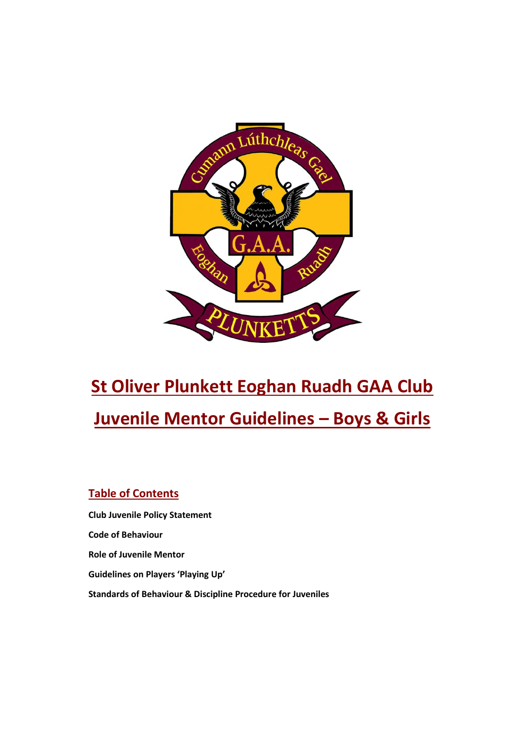# St Oliver Plunkett Eoghan Ruadh GAA Club

# Juvenile Mentor Guidelines – Boys & Girls

## Table of Contents

**Club Juvenile Policy Statement**

**Code of Behaviour**

**Role of Juvenile Mentor**

**Guidelines on Players 'Playing Up'**

**Standards of Behaviour & Discipline Procedure for Juveniles**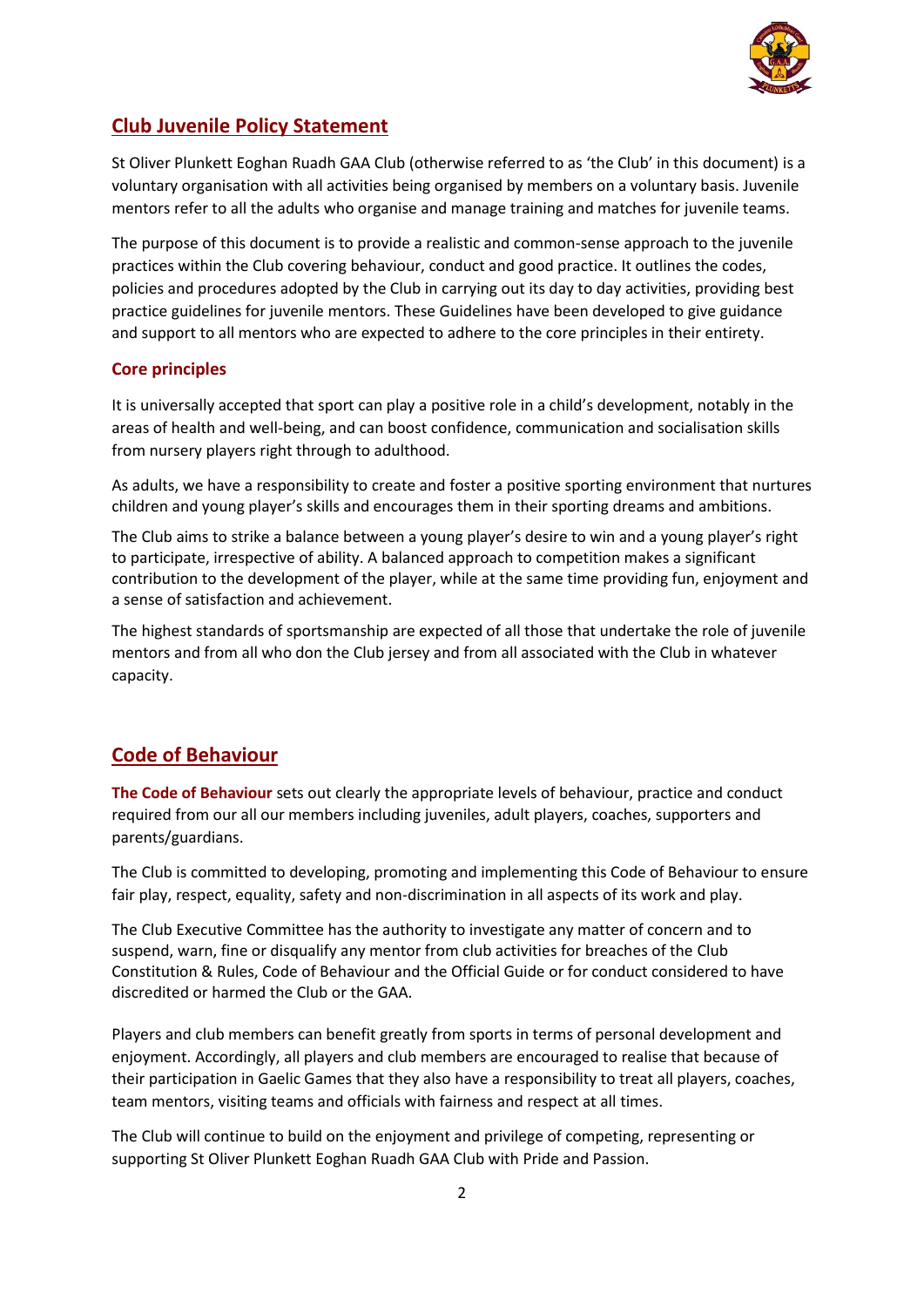## Club Juvenile Policy Statement

St Oliver Plunkett Eoghan Ruadh GAA Club (otherwise referred to as 'the Club' in this document) is a voluntary organisation with all activities being organised by members on a voluntary basis. Juvenile mentors refer to all the adults who organise and manage training and matches for juvenile teams.

The purpose of this document is to provide a realistic and common-sense approach to the juvenile practices within the Club covering behaviour, conduct and good practice. It outlines the codes, policies and procedures adopted by the Club in carrying out its day to day activities, providing best practice guidelines for juvenile mentors. These Guidelines have been developed to give guidance and support to all mentors who are expected to adhere to the core principles in their entirety.

### Core principles

It is universally accepted that sport can play a positive role in a child's development, notably in the areas of health and well-being, and can boost confidence, communication and socialisation skills from nursery players right through to adulthood.

As adults, we have a responsibility to create and foster a positive sporting environment that nurtures children and young player's skills and encourages them in their sporting dreams and ambitions.

The Club aims to strike a balance between a young player's desire to win and a young player's right to participate, irrespective of ability. A balanced approach to competition makes a significant contribution to the development of the player, while at the same time providing fun, enjoyment and a sense of satisfaction and achievement.

The highest standards of sportsmanship are expected of all those that undertake the role of juvenile mentors and from all who don the Club jersey and from all associated with the Club in whatever capacity.

## Code of Behaviour

**The Code of Behaviour** sets out clearly the appropriate levels of behaviour, practice and conduct required from our all our members including juveniles, adult players, coaches, supporters and parents/guardians.

The Club is committed to developing, promoting and implementing this Code of Behaviour to ensure fair play, respect, equality, safety and non-discrimination in all aspects of its work and play.

The Club Executive Committee has the authority to investigate any matter of concern and to suspend, warn, fine or disqualify any mentor from club activities for breaches of the Club Constitution & Rules, Code of Behaviour and the Official Guide or for conduct considered to have discredited or harmed the Club or the GAA.

Players and club members can benefit greatly from sports in terms of personal development and enjoyment. Accordingly, all players and club members are encouraged to realise that because of their participation in Gaelic Games that they also have a responsibility to treat all players, coaches, team mentors, visiting teams and officials with fairness and respect at all times.

The Club will continue to build on the enjoyment and privilege of competing, representing or supporting St Oliver Plunkett Eoghan Ruadh GAA Club with Pride and Passion.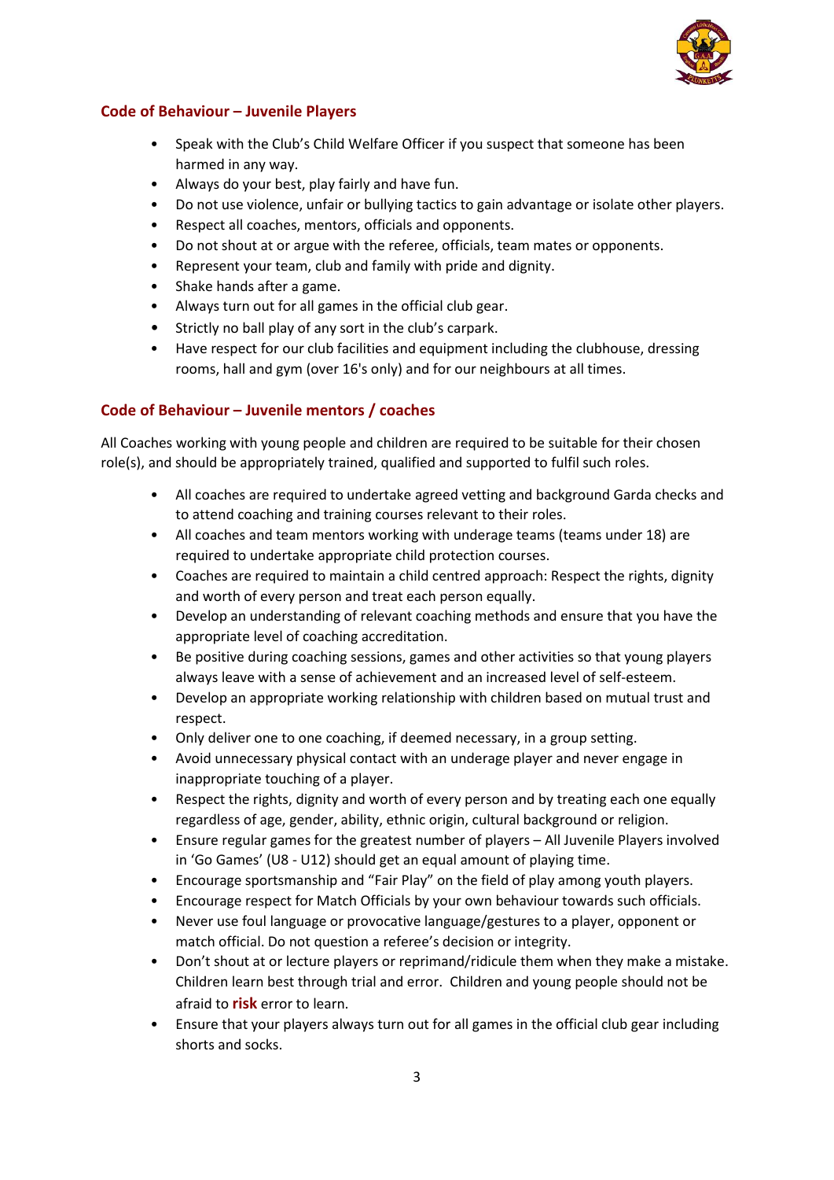## Code of Behaviour – Juvenile Players

- Speak with the Club's Child Welfare Officer if you suspect that someone has been harmed in any way.
- Always do your best, play fairly and have fun.
- Do not use violence, unfair or bullying tactics to gain advantage or isolate other players.
- Respect all coaches, mentors, officials and opponents.
- Do not shout at or argue with the referee, officials, team mates or opponents.
- Represent your team, club and family with pride and dignity.
- Shake hands after a game.
- Always turn out for all games in the official club gear.
- Strictly no ball play of any sort in the club's carpark.
- Have respect for our club facilities and equipment including the clubhouse, dressing rooms, hall and gym (over 16's only) and for our neighbours at all times.

## Code of Behaviour – Juvenile mentors / coaches

All Coaches working with young people and children are required to be suitable for their chosen role(s), and should be appropriately trained, qualified and supported to fulfil such roles.

- All coaches are required to undertake agreed vetting and background Garda checks and to attend coaching and training courses relevant to their roles.
- All coaches and team mentors working with underage teams (teams under 18) are required to undertake appropriate child protection courses.
- Coaches are required to maintain a child centred approach: Respect the rights, dignity and worth of every person and treat each person equally.
- Develop an understanding of relevant coaching methods and ensure that you have the appropriate level of coaching accreditation.
- Be positive during coaching sessions, games and other activities so that young players always leave with a sense of achievement and an increased level of self-esteem.
- Develop an appropriate working relationship with children based on mutual trust and respect.
- Only deliver one to one coaching, if deemed necessary, in a group setting.
- Avoid unnecessary physical contact with an underage player and never engage in inappropriate touching of a player.
- Respect the rights, dignity and worth of every person and by treating each one equally regardless of age, gender, ability, ethnic origin, cultural background or religion.
- Ensure regular games for the greatest number of players – All Juvenile Players involved in 'Go Games' (U8 - U12) should get an equal amount of playing time.
- Encourage sportsmanship and "Fair Play" on the field of play among youth players.
- Encourage respect for Match Officials by your own behaviour towards such officials.
- Never use foul language or provocative language/gestures to a player, opponent or match official. Do not question a referee's decision or integrity.
- Don't shout at or lecture players or reprimand/ridicule them when they make a mistake. Children learn best through trial and error. Children and young people should not be afraid to **risk** error to learn.
- Ensure that your players always turn out for all games in the official club gear including shorts and socks.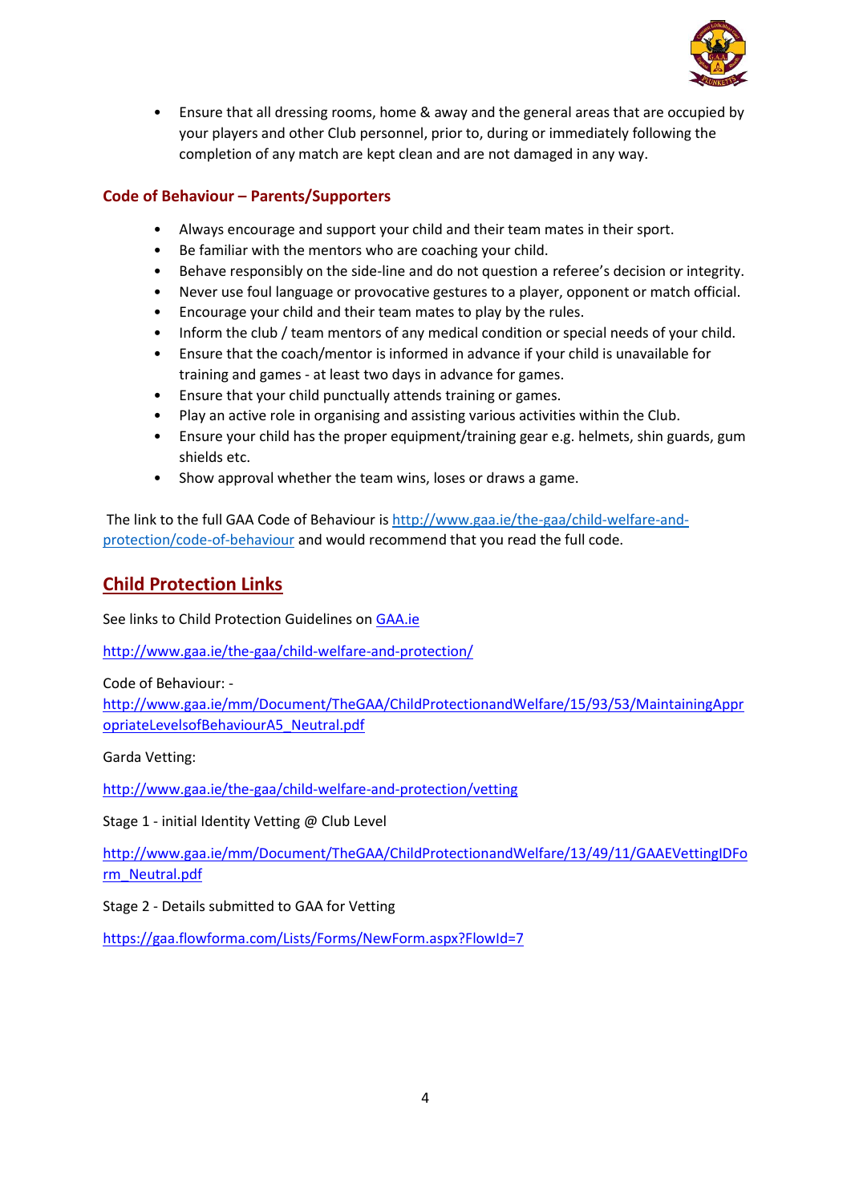- Ensure that all dressing rooms, home & away and the general areas that are occupied by your players and other Club personnel, prior to, during or immediately following the completion of any match are kept clean and are not damaged in any way.

### Code of Behaviour – Parents/Supporters

- Always encourage and support your child and their team mates in their sport.
- Be familiar with the mentors who are coaching your child.
- Behave responsibly on the side-line and do not question a referee's decision or integrity.
- Never use foul language or provocative gestures to a player, opponent or match official.
- Encourage your child and their team mates to play by the rules.
- Inform the club / team mentors of any medical condition or special needs of your child.
- Ensure that the coach/mentor is informed in advance if your child is unavailable for training and games - at least two days in advance for games.
- Ensure that your child punctually attends training or games.
- Play an active role in organising and assisting various activities within the Club.
- Ensure your child has the proper equipment/training gear e.g. helmets, shin guards, gum shields etc.
- Show approval whether the team wins, loses or draws a game.

The link to the full GAA Code of Behaviour is http://www.gaa.ie/the-gaa/child-welfare-and-protection/code-of-behaviour and would recommend that you read the full code.

## Child Protection Links

See links to Child Protection Guidelines on GAA.ie

http://www.gaa.ie/the-gaa/child-welfare-and-protection/

Code of Behaviour: -
http://www.gaa.ie/mm/Document/TheGAA/ChildProtectionandWelfare/15/93/53/MaintainingAppropriateLevelsofBehaviourA5_Neutral.pdf

Garda Vetting:

http://www.gaa.ie/the-gaa/child-welfare-and-protection/vetting

Stage 1 - initial Identity Vetting @ Club Level

http://www.gaa.ie/mm/Document/TheGAA/ChildProtectionandWelfare/13/49/11/GAAEVettingIDForm_Neutral.pdf

Stage 2 - Details submitted to GAA for Vetting

https://gaa.flowforma.com/Lists/Forms/NewForm.aspx?FlowId=7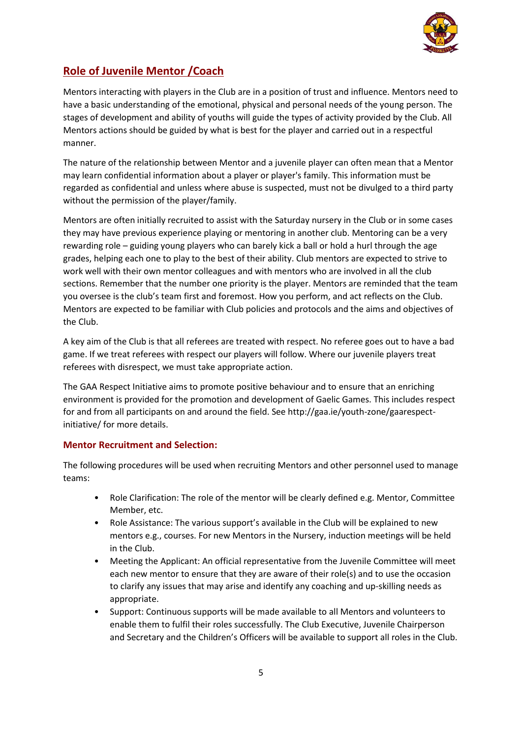## Role of Juvenile Mentor /Coach

Mentors interacting with players in the Club are in a position of trust and influence. Mentors need to have a basic understanding of the emotional, physical and personal needs of the young person. The stages of development and ability of youths will guide the types of activity provided by the Club. All Mentors actions should be guided by what is best for the player and carried out in a respectful manner.

The nature of the relationship between Mentor and a juvenile player can often mean that a Mentor may learn confidential information about a player or player's family. This information must be regarded as confidential and unless where abuse is suspected, must not be divulged to a third party without the permission of the player/family.

Mentors are often initially recruited to assist with the Saturday nursery in the Club or in some cases they may have previous experience playing or mentoring in another club. Mentoring can be a very rewarding role – guiding young players who can barely kick a ball or hold a hurl through the age grades, helping each one to play to the best of their ability. Club mentors are expected to strive to work well with their own mentor colleagues and with mentors who are involved in all the club sections. Remember that the number one priority is the player. Mentors are reminded that the team you oversee is the club's team first and foremost. How you perform, and act reflects on the Club. Mentors are expected to be familiar with Club policies and protocols and the aims and objectives of the Club.

A key aim of the Club is that all referees are treated with respect. No referee goes out to have a bad game. If we treat referees with respect our players will follow. Where our juvenile players treat referees with disrespect, we must take appropriate action.

The GAA Respect Initiative aims to promote positive behaviour and to ensure that an enriching environment is provided for the promotion and development of Gaelic Games. This includes respect for and from all participants on and around the field. See http://gaa.ie/youth-zone/gaarespect-initiative/ for more details.

### Mentor Recruitment and Selection:

The following procedures will be used when recruiting Mentors and other personnel used to manage teams:

- Role Clarification: The role of the mentor will be clearly defined e.g. Mentor, Committee Member, etc.
- Role Assistance: The various support's available in the Club will be explained to new mentors e.g., courses. For new Mentors in the Nursery, induction meetings will be held in the Club.
- Meeting the Applicant: An official representative from the Juvenile Committee will meet each new mentor to ensure that they are aware of their role(s) and to use the occasion to clarify any issues that may arise and identify any coaching and up-skilling needs as appropriate.
- Support: Continuous supports will be made available to all Mentors and volunteers to enable them to fulfil their roles successfully. The Club Executive, Juvenile Chairperson and Secretary and the Children's Officers will be available to support all roles in the Club.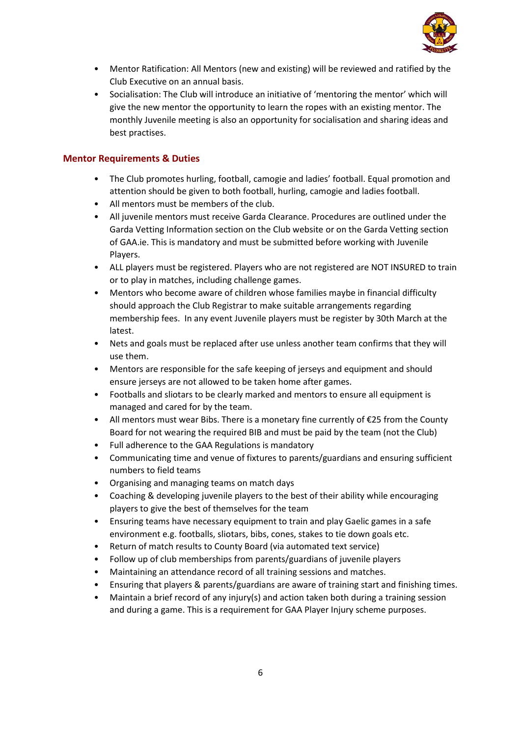- Mentor Ratification: All Mentors (new and existing) will be reviewed and ratified by the Club Executive on an annual basis.
- Socialisation: The Club will introduce an initiative of 'mentoring the mentor' which will give the new mentor the opportunity to learn the ropes with an existing mentor. The monthly Juvenile meeting is also an opportunity for socialisation and sharing ideas and best practises.

## Mentor Requirements & Duties

- The Club promotes hurling, football, camogie and ladies' football. Equal promotion and attention should be given to both football, hurling, camogie and ladies football.
- All mentors must be members of the club.
- All juvenile mentors must receive Garda Clearance. Procedures are outlined under the Garda Vetting Information section on the Club website or on the Garda Vetting section of GAA.ie. This is mandatory and must be submitted before working with Juvenile Players.
- ALL players must be registered. Players who are not registered are NOT INSURED to train or to play in matches, including challenge games.
- Mentors who become aware of children whose families maybe in financial difficulty should approach the Club Registrar to make suitable arrangements regarding membership fees. In any event Juvenile players must be register by 30th March at the latest.
- Nets and goals must be replaced after use unless another team confirms that they will use them.
- Mentors are responsible for the safe keeping of jerseys and equipment and should ensure jerseys are not allowed to be taken home after games.
- Footballs and sliotars to be clearly marked and mentors to ensure all equipment is managed and cared for by the team.
- All mentors must wear Bibs. There is a monetary fine currently of €25 from the County Board for not wearing the required BIB and must be paid by the team (not the Club)
- Full adherence to the GAA Regulations is mandatory
- Communicating time and venue of fixtures to parents/guardians and ensuring sufficient numbers to field teams
- Organising and managing teams on match days
- Coaching & developing juvenile players to the best of their ability while encouraging players to give the best of themselves for the team
- Ensuring teams have necessary equipment to train and play Gaelic games in a safe environment e.g. footballs, sliotars, bibs, cones, stakes to tie down goals etc.
- Return of match results to County Board (via automated text service)
- Follow up of club memberships from parents/guardians of juvenile players
- Maintaining an attendance record of all training sessions and matches.
- Ensuring that players & parents/guardians are aware of training start and finishing times.
- Maintain a brief record of any injury(s) and action taken both during a training session and during a game. This is a requirement for GAA Player Injury scheme purposes.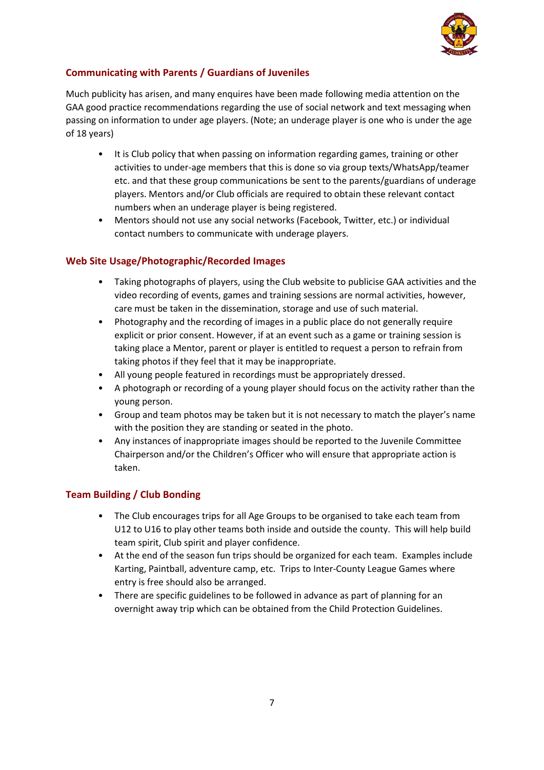## Communicating with Parents / Guardians of Juveniles

Much publicity has arisen, and many enquires have been made following media attention on the GAA good practice recommendations regarding the use of social network and text messaging when passing on information to under age players. (Note; an underage player is one who is under the age of 18 years)

- It is Club policy that when passing on information regarding games, training or other activities to under-age members that this is done so via group texts/WhatsApp/teamer etc. and that these group communications be sent to the parents/guardians of underage players. Mentors and/or Club officials are required to obtain these relevant contact numbers when an underage player is being registered.
- Mentors should not use any social networks (Facebook, Twitter, etc.) or individual contact numbers to communicate with underage players.

## Web Site Usage/Photographic/Recorded Images

- Taking photographs of players, using the Club website to publicise GAA activities and the video recording of events, games and training sessions are normal activities, however, care must be taken in the dissemination, storage and use of such material.
- Photography and the recording of images in a public place do not generally require explicit or prior consent. However, if at an event such as a game or training session is taking place a Mentor, parent or player is entitled to request a person to refrain from taking photos if they feel that it may be inappropriate.
- All young people featured in recordings must be appropriately dressed.
- A photograph or recording of a young player should focus on the activity rather than the young person.
- Group and team photos may be taken but it is not necessary to match the player's name with the position they are standing or seated in the photo.
- Any instances of inappropriate images should be reported to the Juvenile Committee Chairperson and/or the Children's Officer who will ensure that appropriate action is taken.

## Team Building / Club Bonding

- The Club encourages trips for all Age Groups to be organised to take each team from U12 to U16 to play other teams both inside and outside the county. This will help build team spirit, Club spirit and player confidence.
- At the end of the season fun trips should be organized for each team. Examples include Karting, Paintball, adventure camp, etc. Trips to Inter-County League Games where entry is free should also be arranged.
- There are specific guidelines to be followed in advance as part of planning for an overnight away trip which can be obtained from the Child Protection Guidelines.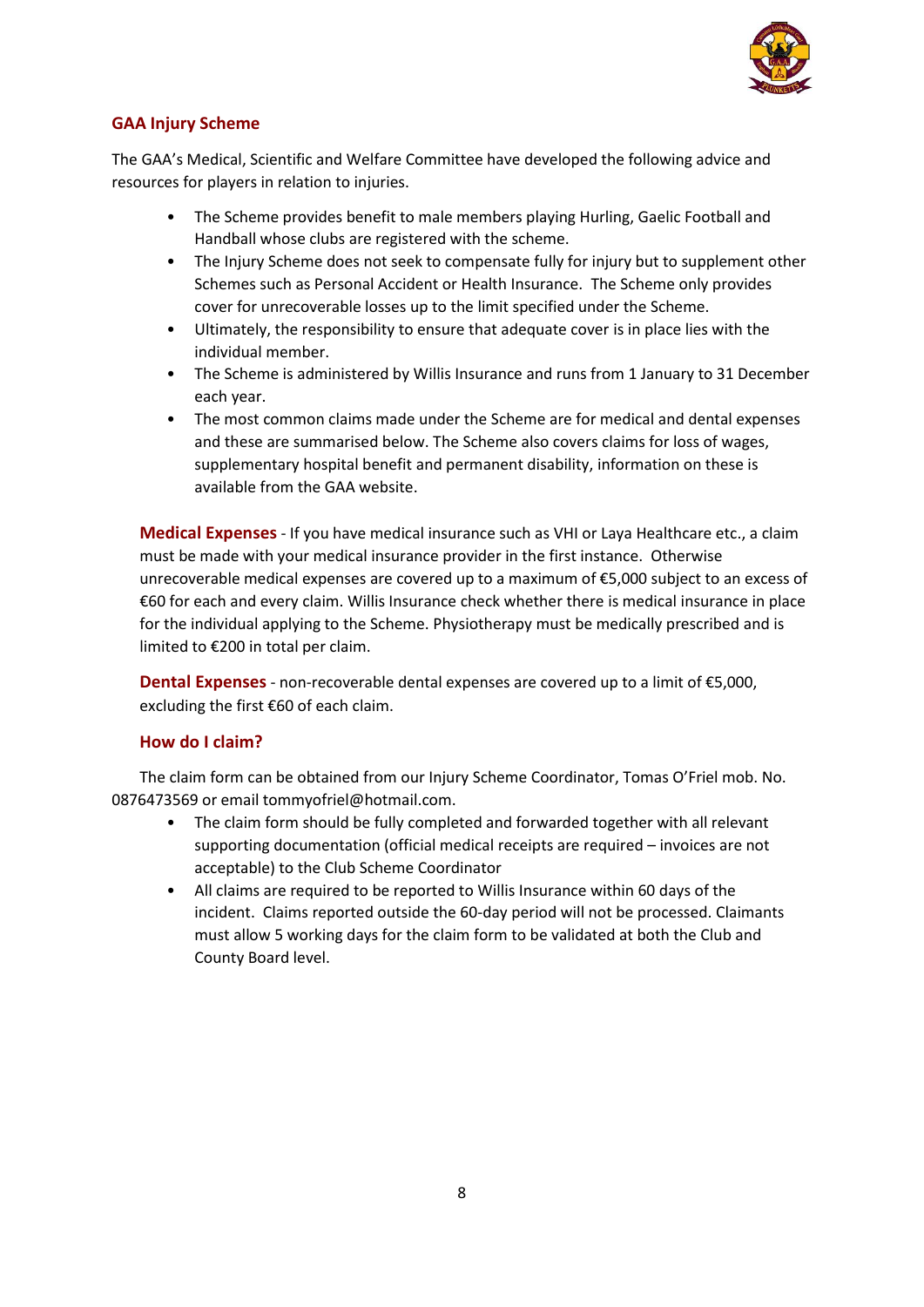## GAA Injury Scheme

The GAA's Medical, Scientific and Welfare Committee have developed the following advice and resources for players in relation to injuries.

- The Scheme provides benefit to male members playing Hurling, Gaelic Football and Handball whose clubs are registered with the scheme.
- The Injury Scheme does not seek to compensate fully for injury but to supplement other Schemes such as Personal Accident or Health Insurance. The Scheme only provides cover for unrecoverable losses up to the limit specified under the Scheme.
- Ultimately, the responsibility to ensure that adequate cover is in place lies with the individual member.
- The Scheme is administered by Willis Insurance and runs from 1 January to 31 December each year.
- The most common claims made under the Scheme are for medical and dental expenses and these are summarised below. The Scheme also covers claims for loss of wages, supplementary hospital benefit and permanent disability, information on these is available from the GAA website.

**Medical Expenses** - If you have medical insurance such as VHI or Laya Healthcare etc., a claim must be made with your medical insurance provider in the first instance. Otherwise unrecoverable medical expenses are covered up to a maximum of €5,000 subject to an excess of €60 for each and every claim. Willis Insurance check whether there is medical insurance in place for the individual applying to the Scheme. Physiotherapy must be medically prescribed and is limited to €200 in total per claim.

**Dental Expenses** - non-recoverable dental expenses are covered up to a limit of €5,000, excluding the first €60 of each claim.

### How do I claim?

The claim form can be obtained from our Injury Scheme Coordinator, Tomas O'Friel mob. No. 0876473569 or email tommyofriel@hotmail.com.

- The claim form should be fully completed and forwarded together with all relevant supporting documentation (official medical receipts are required – invoices are not acceptable) to the Club Scheme Coordinator
- All claims are required to be reported to Willis Insurance within 60 days of the incident. Claims reported outside the 60-day period will not be processed. Claimants must allow 5 working days for the claim form to be validated at both the Club and County Board level.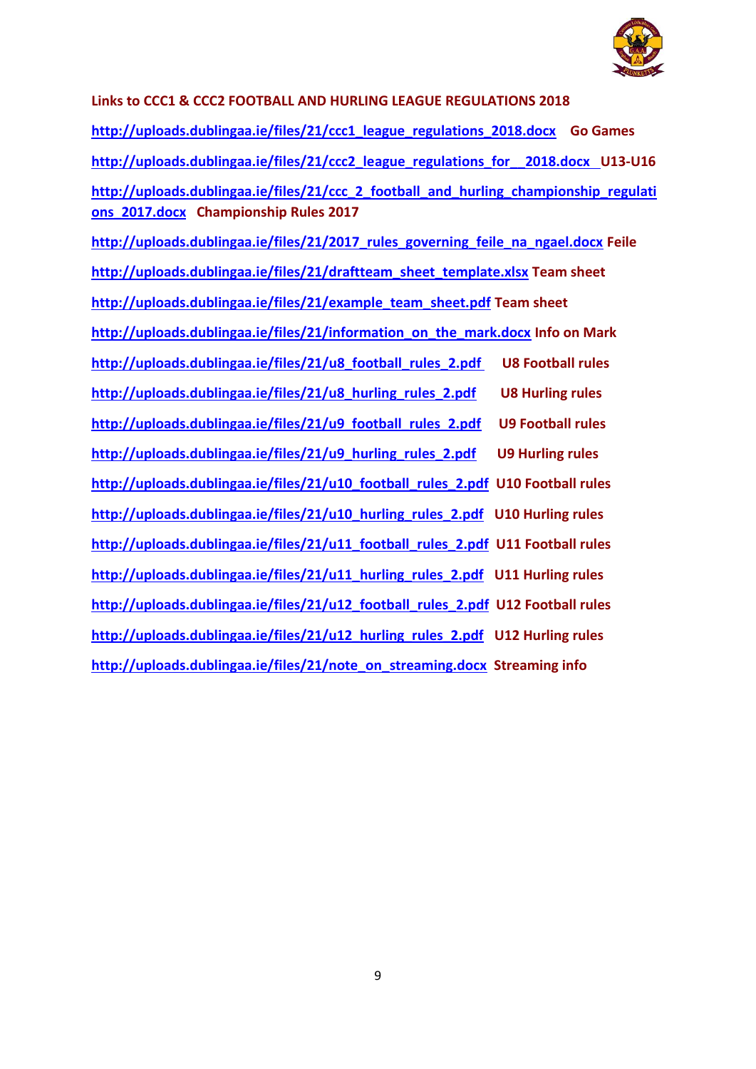**Links to CCC1 & CCC2 FOOTBALL AND HURLING LEAGUE REGULATIONS 2018**

http://uploads.dublingaa.ie/files/21/ccc1_league_regulations_2018.docx **Go Games**

http://uploads.dublingaa.ie/files/21/ccc2_league_regulations_for__2018.docx **U13-U16**

http://uploads.dublingaa.ie/files/21/ccc_2_football_and_hurling_championship_regulations_2017.docx **Championship Rules 2017**

http://uploads.dublingaa.ie/files/21/2017_rules_governing_feile_na_ngael.docx **Feile**

http://uploads.dublingaa.ie/files/21/draftteam_sheet_template.xlsx **Team sheet**

http://uploads.dublingaa.ie/files/21/example_team_sheet.pdf **Team sheet**

http://uploads.dublingaa.ie/files/21/information_on_the_mark.docx **Info on Mark**

http://uploads.dublingaa.ie/files/21/u8_football_rules_2.pdf **U8 Football rules**

http://uploads.dublingaa.ie/files/21/u8_hurling_rules_2.pdf **U8 Hurling rules**

http://uploads.dublingaa.ie/files/21/u9_football_rules_2.pdf **U9 Football rules**

http://uploads.dublingaa.ie/files/21/u9_hurling_rules_2.pdf **U9 Hurling rules**

http://uploads.dublingaa.ie/files/21/u10_football_rules_2.pdf **U10 Football rules**

http://uploads.dublingaa.ie/files/21/u10_hurling_rules_2.pdf **U10 Hurling rules**

http://uploads.dublingaa.ie/files/21/u11_football_rules_2.pdf **U11 Football rules**

http://uploads.dublingaa.ie/files/21/u11_hurling_rules_2.pdf **U11 Hurling rules**

http://uploads.dublingaa.ie/files/21/u12_football_rules_2.pdf **U12 Football rules**

http://uploads.dublingaa.ie/files/21/u12_hurling_rules_2.pdf **U12 Hurling rules**

http://uploads.dublingaa.ie/files/21/note_on_streaming.docx **Streaming info**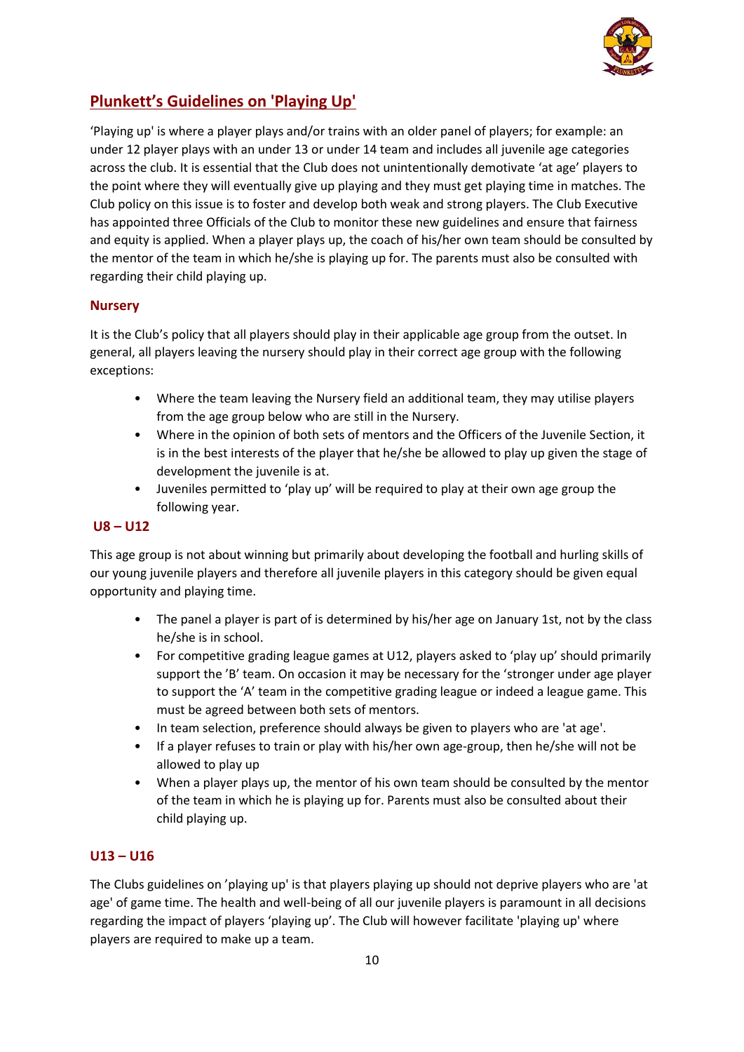## Plunkett's Guidelines on 'Playing Up'

'Playing up' is where a player plays and/or trains with an older panel of players; for example: an under 12 player plays with an under 13 or under 14 team and includes all juvenile age categories across the club. It is essential that the Club does not unintentionally demotivate 'at age' players to the point where they will eventually give up playing and they must get playing time in matches. The Club policy on this issue is to foster and develop both weak and strong players. The Club Executive has appointed three Officials of the Club to monitor these new guidelines and ensure that fairness and equity is applied. When a player plays up, the coach of his/her own team should be consulted by the mentor of the team in which he/she is playing up for. The parents must also be consulted with regarding their child playing up.

### Nursery

It is the Club's policy that all players should play in their applicable age group from the outset. In general, all players leaving the nursery should play in their correct age group with the following exceptions:

- Where the team leaving the Nursery field an additional team, they may utilise players from the age group below who are still in the Nursery.
- Where in the opinion of both sets of mentors and the Officers of the Juvenile Section, it is in the best interests of the player that he/she be allowed to play up given the stage of development the juvenile is at.
- Juveniles permitted to 'play up' will be required to play at their own age group the following year.

### U8 – U12

This age group is not about winning but primarily about developing the football and hurling skills of our young juvenile players and therefore all juvenile players in this category should be given equal opportunity and playing time.

- The panel a player is part of is determined by his/her age on January 1st, not by the class he/she is in school.
- For competitive grading league games at U12, players asked to 'play up' should primarily support the 'B' team. On occasion it may be necessary for the 'stronger under age player to support the 'A' team in the competitive grading league or indeed a league game. This must be agreed between both sets of mentors.
- In team selection, preference should always be given to players who are 'at age'.
- If a player refuses to train or play with his/her own age-group, then he/she will not be allowed to play up
- When a player plays up, the mentor of his own team should be consulted by the mentor of the team in which he is playing up for. Parents must also be consulted about their child playing up.

### U13 – U16

The Clubs guidelines on 'playing up' is that players playing up should not deprive players who are 'at age' of game time. The health and well-being of all our juvenile players is paramount in all decisions regarding the impact of players 'playing up'. The Club will however facilitate 'playing up' where players are required to make up a team.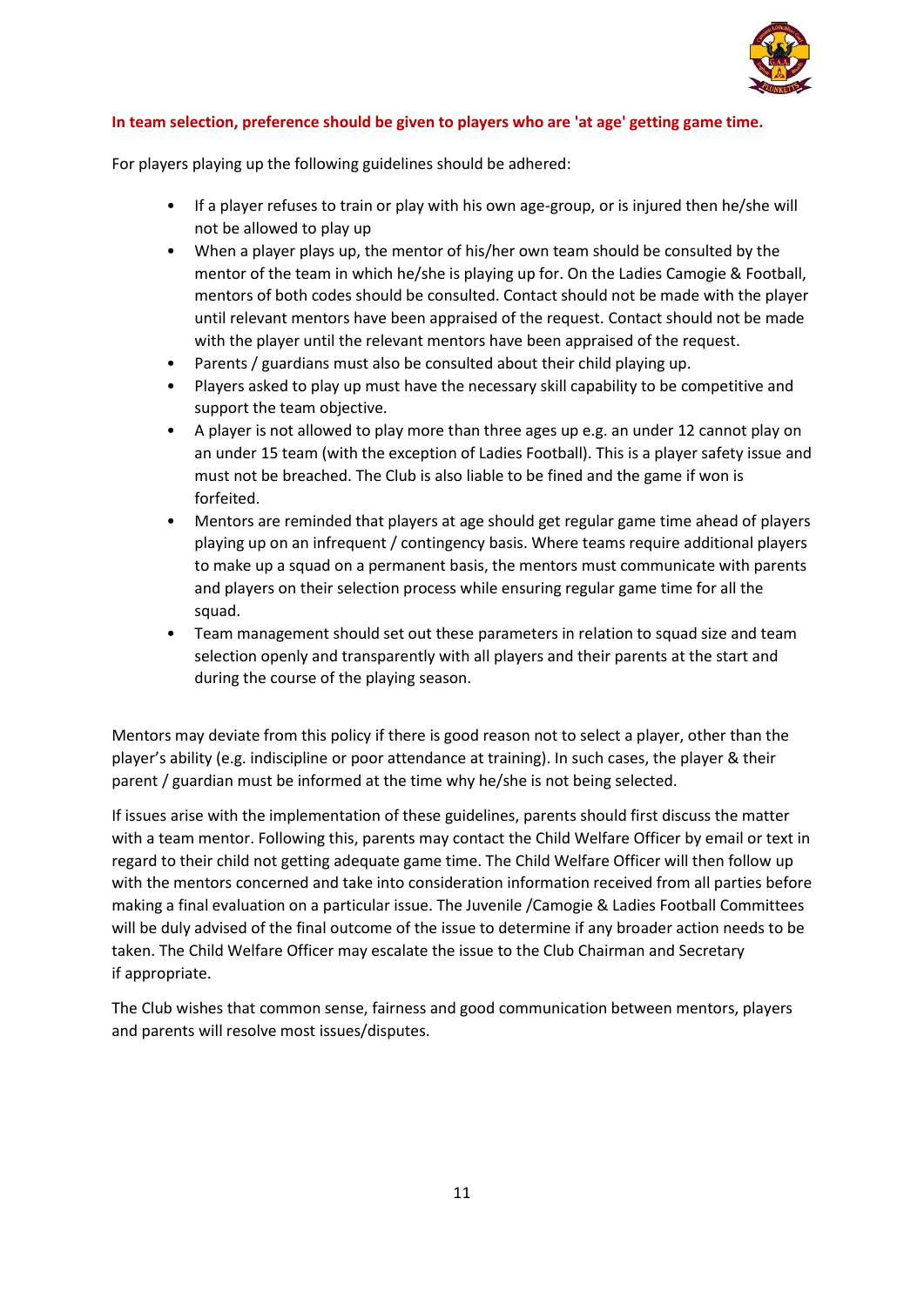**In team selection, preference should be given to players who are 'at age' getting game time.**

For players playing up the following guidelines should be adhered:

- If a player refuses to train or play with his own age-group, or is injured then he/she will not be allowed to play up
- When a player plays up, the mentor of his/her own team should be consulted by the mentor of the team in which he/she is playing up for. On the Ladies Camogie & Football, mentors of both codes should be consulted. Contact should not be made with the player until relevant mentors have been appraised of the request. Contact should not be made with the player until the relevant mentors have been appraised of the request.
- Parents / guardians must also be consulted about their child playing up.
- Players asked to play up must have the necessary skill capability to be competitive and support the team objective.
- A player is not allowed to play more than three ages up e.g. an under 12 cannot play on an under 15 team (with the exception of Ladies Football). This is a player safety issue and must not be breached. The Club is also liable to be fined and the game if won is forfeited.
- Mentors are reminded that players at age should get regular game time ahead of players playing up on an infrequent / contingency basis. Where teams require additional players to make up a squad on a permanent basis, the mentors must communicate with parents and players on their selection process while ensuring regular game time for all the squad.
- Team management should set out these parameters in relation to squad size and team selection openly and transparently with all players and their parents at the start and during the course of the playing season.

Mentors may deviate from this policy if there is good reason not to select a player, other than the player's ability (e.g. indiscipline or poor attendance at training). In such cases, the player & their parent / guardian must be informed at the time why he/she is not being selected.

If issues arise with the implementation of these guidelines, parents should first discuss the matter with a team mentor. Following this, parents may contact the Child Welfare Officer by email or text in regard to their child not getting adequate game time. The Child Welfare Officer will then follow up with the mentors concerned and take into consideration information received from all parties before making a final evaluation on a particular issue. The Juvenile /Camogie & Ladies Football Committees will be duly advised of the final outcome of the issue to determine if any broader action needs to be taken. The Child Welfare Officer may escalate the issue to the Club Chairman and Secretary if appropriate.

The Club wishes that common sense, fairness and good communication between mentors, players and parents will resolve most issues/disputes.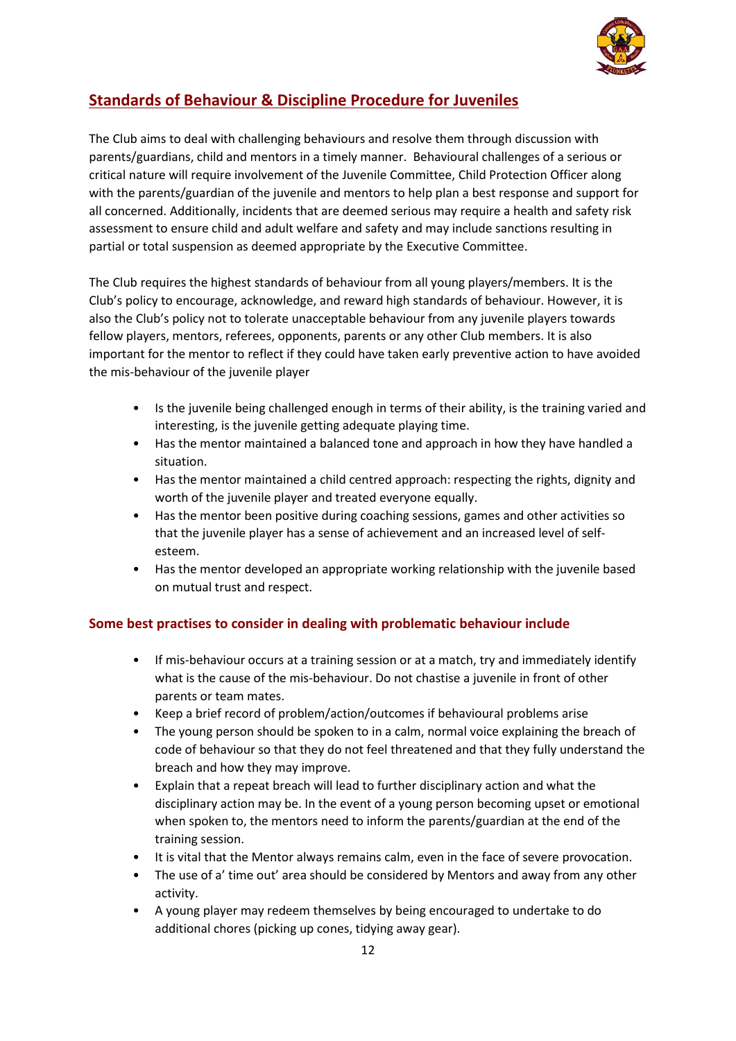## Standards of Behaviour & Discipline Procedure for Juveniles

The Club aims to deal with challenging behaviours and resolve them through discussion with parents/guardians, child and mentors in a timely manner. Behavioural challenges of a serious or critical nature will require involvement of the Juvenile Committee, Child Protection Officer along with the parents/guardian of the juvenile and mentors to help plan a best response and support for all concerned. Additionally, incidents that are deemed serious may require a health and safety risk assessment to ensure child and adult welfare and safety and may include sanctions resulting in partial or total suspension as deemed appropriate by the Executive Committee.

The Club requires the highest standards of behaviour from all young players/members. It is the Club's policy to encourage, acknowledge, and reward high standards of behaviour. However, it is also the Club's policy not to tolerate unacceptable behaviour from any juvenile players towards fellow players, mentors, referees, opponents, parents or any other Club members. It is also important for the mentor to reflect if they could have taken early preventive action to have avoided the mis-behaviour of the juvenile player

- Is the juvenile being challenged enough in terms of their ability, is the training varied and interesting, is the juvenile getting adequate playing time.
- Has the mentor maintained a balanced tone and approach in how they have handled a situation.
- Has the mentor maintained a child centred approach: respecting the rights, dignity and worth of the juvenile player and treated everyone equally.
- Has the mentor been positive during coaching sessions, games and other activities so that the juvenile player has a sense of achievement and an increased level of self-esteem.
- Has the mentor developed an appropriate working relationship with the juvenile based on mutual trust and respect.

### Some best practises to consider in dealing with problematic behaviour include

- If mis-behaviour occurs at a training session or at a match, try and immediately identify what is the cause of the mis-behaviour. Do not chastise a juvenile in front of other parents or team mates.
- Keep a brief record of problem/action/outcomes if behavioural problems arise
- The young person should be spoken to in a calm, normal voice explaining the breach of code of behaviour so that they do not feel threatened and that they fully understand the breach and how they may improve.
- Explain that a repeat breach will lead to further disciplinary action and what the disciplinary action may be. In the event of a young person becoming upset or emotional when spoken to, the mentors need to inform the parents/guardian at the end of the training session.
- It is vital that the Mentor always remains calm, even in the face of severe provocation.
- The use of a' time out' area should be considered by Mentors and away from any other activity.
- A young player may redeem themselves by being encouraged to undertake to do additional chores (picking up cones, tidying away gear).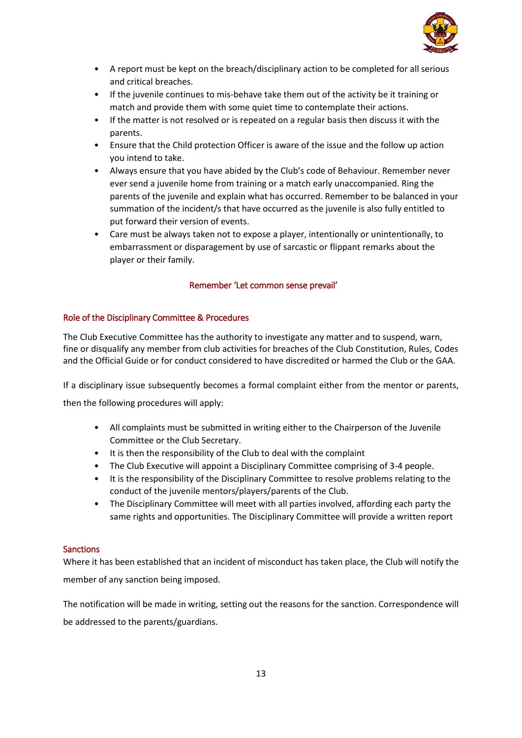- A report must be kept on the breach/disciplinary action to be completed for all serious and critical breaches.
- If the juvenile continues to mis-behave take them out of the activity be it training or match and provide them with some quiet time to contemplate their actions.
- If the matter is not resolved or is repeated on a regular basis then discuss it with the parents.
- Ensure that the Child protection Officer is aware of the issue and the follow up action you intend to take.
- Always ensure that you have abided by the Club's code of Behaviour. Remember never ever send a juvenile home from training or a match early unaccompanied. Ring the parents of the juvenile and explain what has occurred. Remember to be balanced in your summation of the incident/s that have occurred as the juvenile is also fully entitled to put forward their version of events.
- Care must be always taken not to expose a player, intentionally or unintentionally, to embarrassment or disparagement by use of sarcastic or flippant remarks about the player or their family.

Remember 'Let common sense prevail'

## Role of the Disciplinary Committee & Procedures

The Club Executive Committee has the authority to investigate any matter and to suspend, warn, fine or disqualify any member from club activities for breaches of the Club Constitution, Rules, Codes and the Official Guide or for conduct considered to have discredited or harmed the Club or the GAA.

If a disciplinary issue subsequently becomes a formal complaint either from the mentor or parents, then the following procedures will apply:

- All complaints must be submitted in writing either to the Chairperson of the Juvenile Committee or the Club Secretary.
- It is then the responsibility of the Club to deal with the complaint
- The Club Executive will appoint a Disciplinary Committee comprising of 3-4 people.
- It is the responsibility of the Disciplinary Committee to resolve problems relating to the conduct of the juvenile mentors/players/parents of the Club.
- The Disciplinary Committee will meet with all parties involved, affording each party the same rights and opportunities. The Disciplinary Committee will provide a written report

## Sanctions

Where it has been established that an incident of misconduct has taken place, the Club will notify the member of any sanction being imposed.

The notification will be made in writing, setting out the reasons for the sanction. Correspondence will be addressed to the parents/guardians.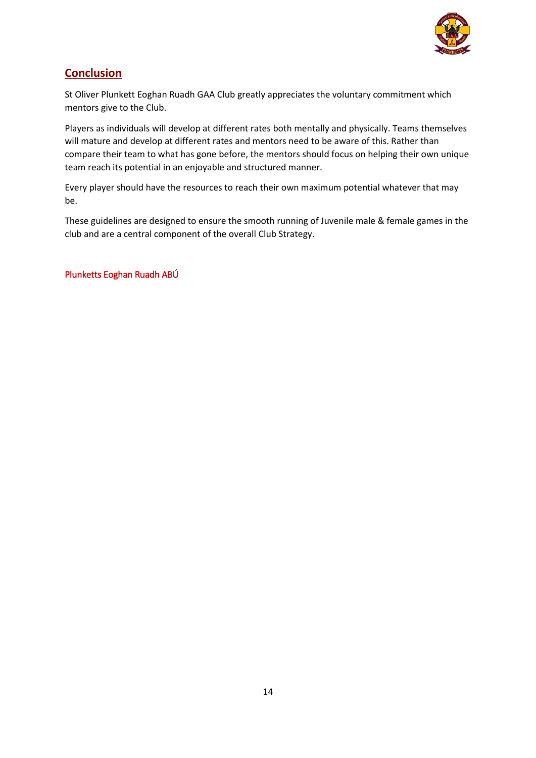## Conclusion

St Oliver Plunkett Eoghan Ruadh GAA Club greatly appreciates the voluntary commitment which mentors give to the Club.

Players as individuals will develop at different rates both mentally and physically. Teams themselves will mature and develop at different rates and mentors need to be aware of this. Rather than compare their team to what has gone before, the mentors should focus on helping their own unique team reach its potential in an enjoyable and structured manner.

Every player should have the resources to reach their own maximum potential whatever that may be.

These guidelines are designed to ensure the smooth running of Juvenile male & female games in the club and are a central component of the overall Club Strategy.

Plunketts Eoghan Ruadh ABÚ